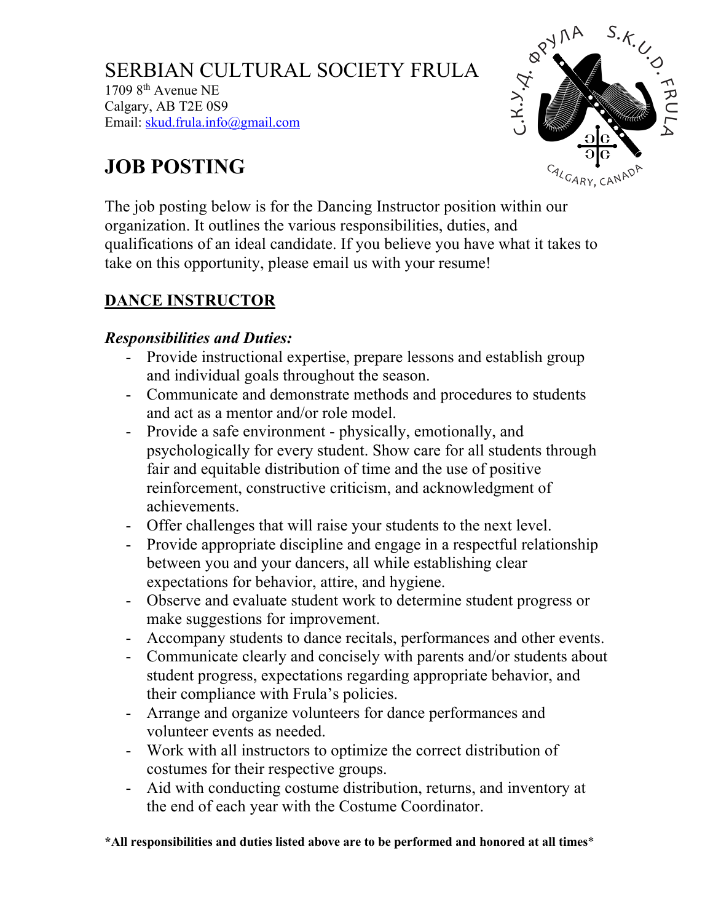# SERBIAN CULTURAL SOCIETY FRULA

1709 8th Avenue NE
Calgary, AB T2E 0S9
Email: skud.frula.info@gmail.com

# JOB POSTING

The job posting below is for the Dancing Instructor position within our organization. It outlines the various responsibilities, duties, and qualifications of an ideal candidate. If you believe you have what it takes to take on this opportunity, please email us with your resume!

## DANCE INSTRUCTOR

### *Responsibilities and Duties:*

- Provide instructional expertise, prepare lessons and establish group and individual goals throughout the season.
- Communicate and demonstrate methods and procedures to students and act as a mentor and/or role model.
- Provide a safe environment - physically, emotionally, and psychologically for every student. Show care for all students through fair and equitable distribution of time and the use of positive reinforcement, constructive criticism, and acknowledgment of achievements.
- Offer challenges that will raise your students to the next level.
- Provide appropriate discipline and engage in a respectful relationship between you and your dancers, all while establishing clear expectations for behavior, attire, and hygiene.
- Observe and evaluate student work to determine student progress or make suggestions for improvement.
- Accompany students to dance recitals, performances and other events.
- Communicate clearly and concisely with parents and/or students about student progress, expectations regarding appropriate behavior, and their compliance with Frula's policies.
- Arrange and organize volunteers for dance performances and volunteer events as needed.
- Work with all instructors to optimize the correct distribution of costumes for their respective groups.
- Aid with conducting costume distribution, returns, and inventory at the end of each year with the Costume Coordinator.

**\*All responsibilities and duties listed above are to be performed and honored at all times\***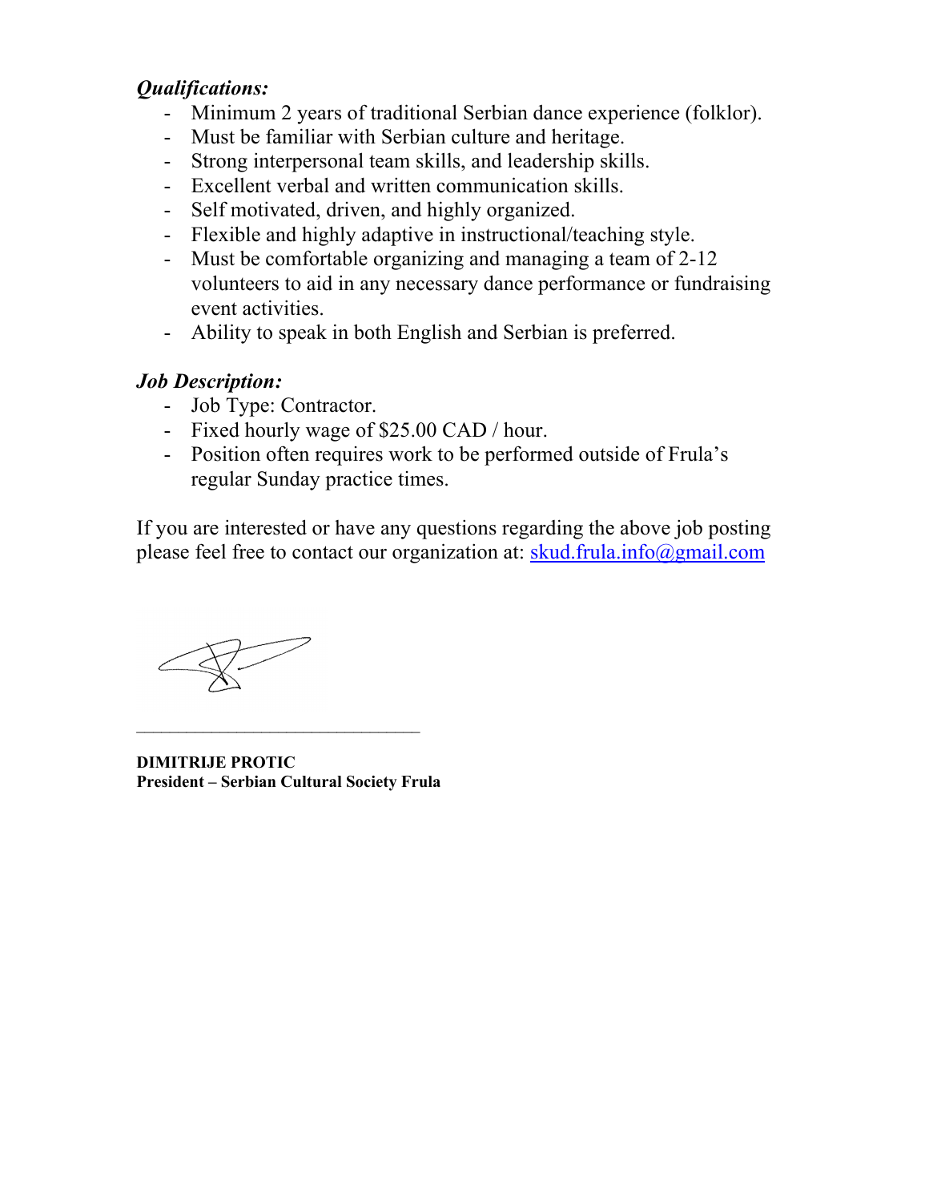***Qualifications:***

- Minimum 2 years of traditional Serbian dance experience (folklor).
- Must be familiar with Serbian culture and heritage.
- Strong interpersonal team skills, and leadership skills.
- Excellent verbal and written communication skills.
- Self motivated, driven, and highly organized.
- Flexible and highly adaptive in instructional/teaching style.
- Must be comfortable organizing and managing a team of 2-12 volunteers to aid in any necessary dance performance or fundraising event activities.
- Ability to speak in both English and Serbian is preferred.

***Job Description:***

- Job Type: Contractor.
- Fixed hourly wage of $25.00 CAD / hour.
- Position often requires work to be performed outside of Frula's regular Sunday practice times.

If you are interested or have any questions regarding the above job posting please feel free to contact our organization at: skud.frula.info@gmail.com

______________________________

**DIMITRIJE PROTIC**
**President – Serbian Cultural Society Frula**